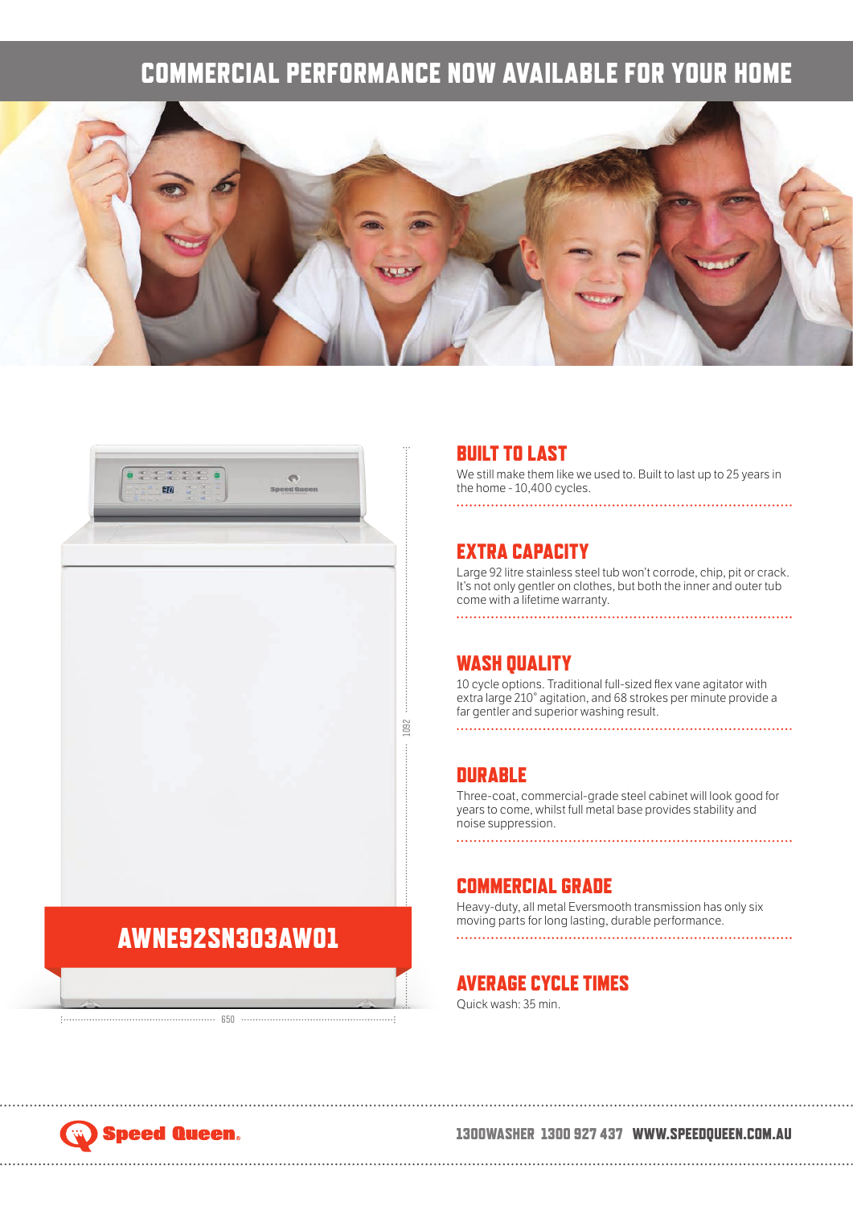# COMMERCIAL PERFORMANCE NOW AVAILABLE FOR YOUR HOME

1092

650

## AWNE92SN303AW01

## BUILT TO LAST

We still make them like we used to. Built to last up to 25 years in the home - 10,400 cycles.

## EXTRA CAPACITY

Large 92 litre stainless steel tub won't corrode, chip, pit or crack. It's not only gentler on clothes, but both the inner and outer tub come with a lifetime warranty.

## WASH QUALITY

10 cycle options. Traditional full-sized flex vane agitator with extra large 210° agitation, and 68 strokes per minute provide a far gentler and superior washing result.

## DURABLE

Three-coat, commercial-grade steel cabinet will look good for years to come, whilst full metal base provides stability and noise suppression.

## COMMERCIAL GRADE

Heavy-duty, all metal Eversmooth transmission has only six moving parts for long lasting, durable performance.

## AVERAGE CYCLE TIMES

Quick wash: 35 min.

Speed Queen.

1300WASHER 1300 927 437 WWW.SPEEDQUEEN.COM.AU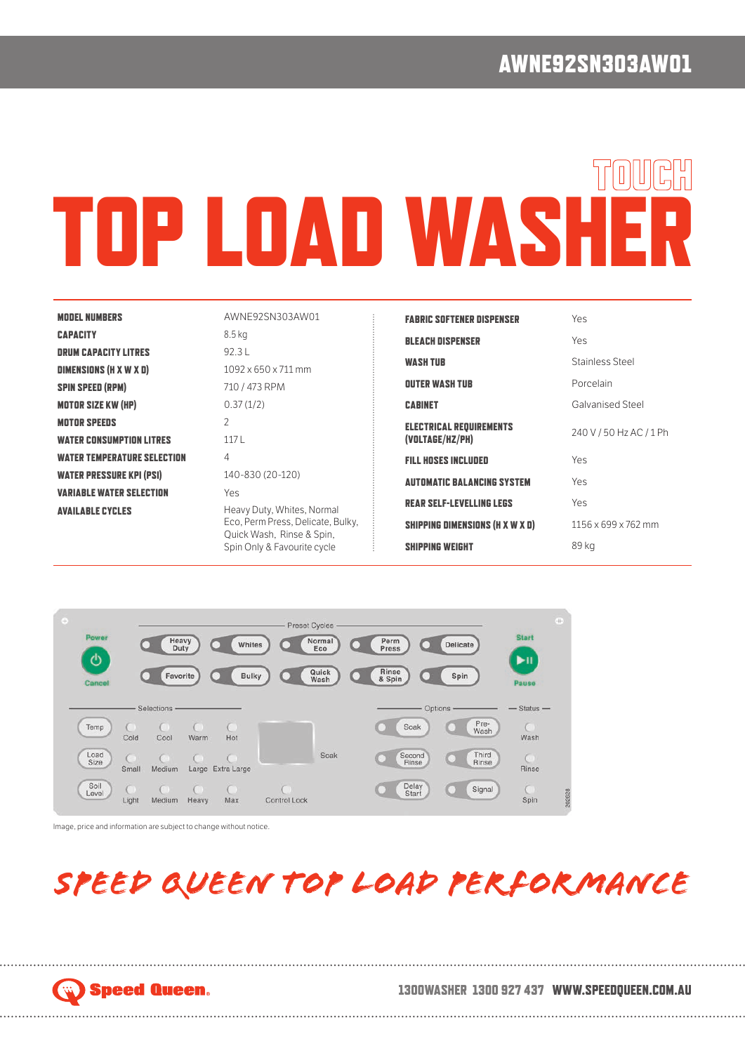# TOUCH TOP LOAD WASHER

| | |
|---|---|
| **MODEL NUMBERS** | AWNE92SN303AW01 |
| **CAPACITY** | 8.5 kg |
| **DRUM CAPACITY LITRES** | 92.3 L |
| **DIMENSIONS (H X W X D)** | 1092 x 650 x 711 mm |
| **SPIN SPEED (RPM)** | 710 / 473 RPM |
| **MOTOR SIZE KW (HP)** | 0.37 (1/2) |
| **MOTOR SPEEDS** | 2 |
| **WATER CONSUMPTION LITRES** | 117 L |
| **WATER TEMPERATURE SELECTION** | 4 |
| **WATER PRESSURE KPI (PSI)** | 140-830 (20-120) |
| **VARIABLE WATER SELECTION** | Yes |
| **AVAILABLE CYCLES** | Heavy Duty, Whites, Normal Eco, Perm Press, Delicate, Bulky, Quick Wash, Rinse & Spin, Spin Only & Favourite cycle |
| **FABRIC SOFTENER DISPENSER** | Yes |
| **BLEACH DISPENSER** | Yes |
| **WASH TUB** | Stainless Steel |
| **OUTER WASH TUB** | Porcelain |
| **CABINET** | Galvanised Steel |
| **ELECTRICAL REQUIREMENTS (VOLTAGE/HZ/PH)** | 240 V / 50 Hz AC / 1 Ph |
| **FILL HOSES INCLUDED** | Yes |
| **AUTOMATIC BALANCING SYSTEM** | Yes |
| **REAR SELF-LEVELLING LEGS** | Yes |
| **SHIPPING DIMENSIONS (H X W X D)** | 1156 x 699 x 762 mm |
| **SHIPPING WEIGHT** | 89 kg |

Image, price and information are subject to change without notice.

## SPEED QUEEN TOP LOAD PERFORMANCE

Speed Queen. 1300WASHER 1300 927 437 WWW.SPEEDQUEEN.COM.AU